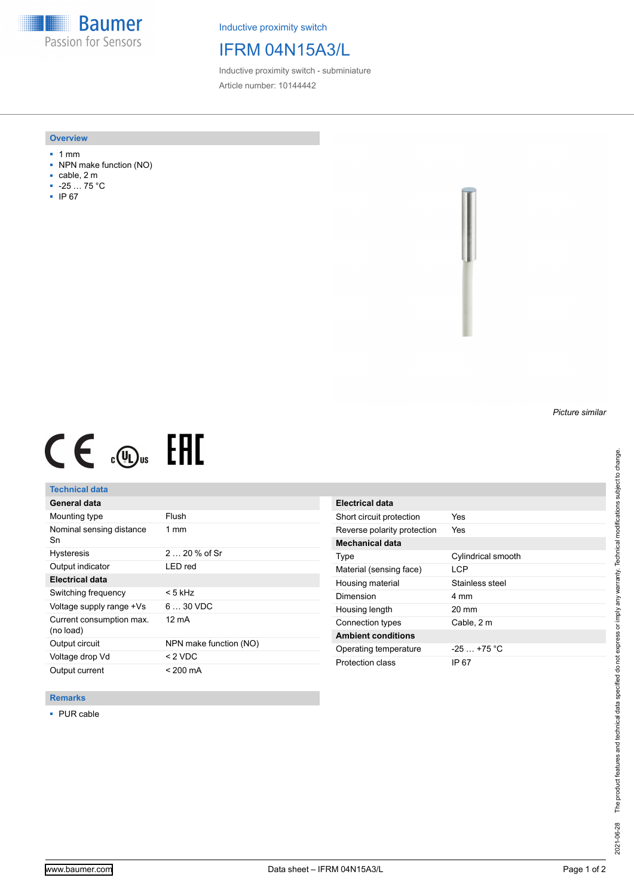Baumer
Passion for Sensors

Inductive proximity switch

# IFRM 04N15A3/L

Inductive proximity switch - subminiature

Article number: 10144442

## Overview

- 1 mm
- NPN make function (NO)
- cable, 2 m
- -25 … 75 °C
- IP 67

*Picture similar*

## Technical data

| General data | |
|---|---|
| Mounting type | Flush |
| Nominal sensing distance Sn | 1 mm |
| Hysteresis | 2 … 20 % of Sr |
| Output indicator | LED red |
| **Electrical data** | |
| Switching frequency | < 5 kHz |
| Voltage supply range +Vs | 6 … 30 VDC |
| Current consumption max. (no load) | 12 mA |
| Output circuit | NPN make function (NO) |
| Voltage drop Vd | < 2 VDC |
| Output current | < 200 mA |

| Electrical data | |
|---|---|
| Short circuit protection | Yes |
| Reverse polarity protection | Yes |
| **Mechanical data** | |
| Type | Cylindrical smooth |
| Material (sensing face) | LCP |
| Housing material | Stainless steel |
| Dimension | 4 mm |
| Housing length | 20 mm |
| Connection types | Cable, 2 m |
| **Ambient conditions** | |
| Operating temperature | -25 … +75 °C |
| Protection class | IP 67 |

## Remarks

- PUR cable

2021-06-28 The product features and technical data specified do not express or imply any warranty. Technical modifications subject to change.

www.baumer.com

Data sheet – IFRM 04N15A3/L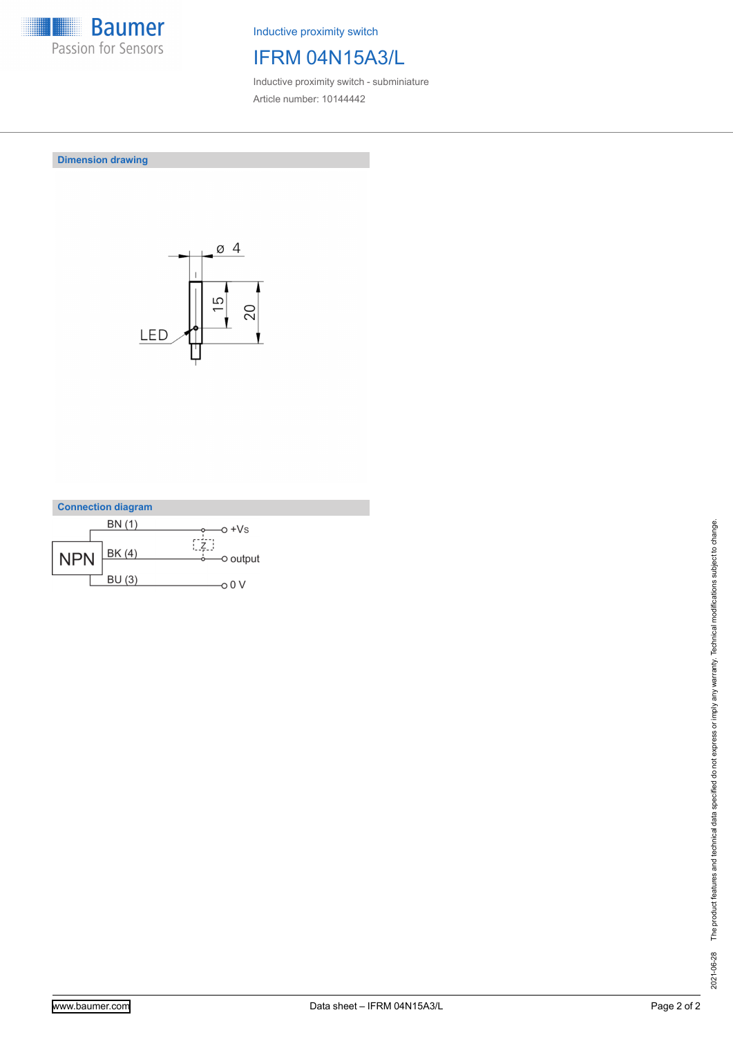Inductive proximity switch

# IFRM 04N15A3/L

Inductive proximity switch - subminiature

Article number: 10144442

## Dimension drawing

ø 4

15

20

LED

## Connection diagram

NPN

BN (1)

BK (4)

BU (3)

Z

+Vs

output

0 V

2021-06-28 The product features and technical data specified do not express or imply any warranty. Technical modifications subject to change.

www.baumer.com

Data sheet – IFRM 04N15A3/L